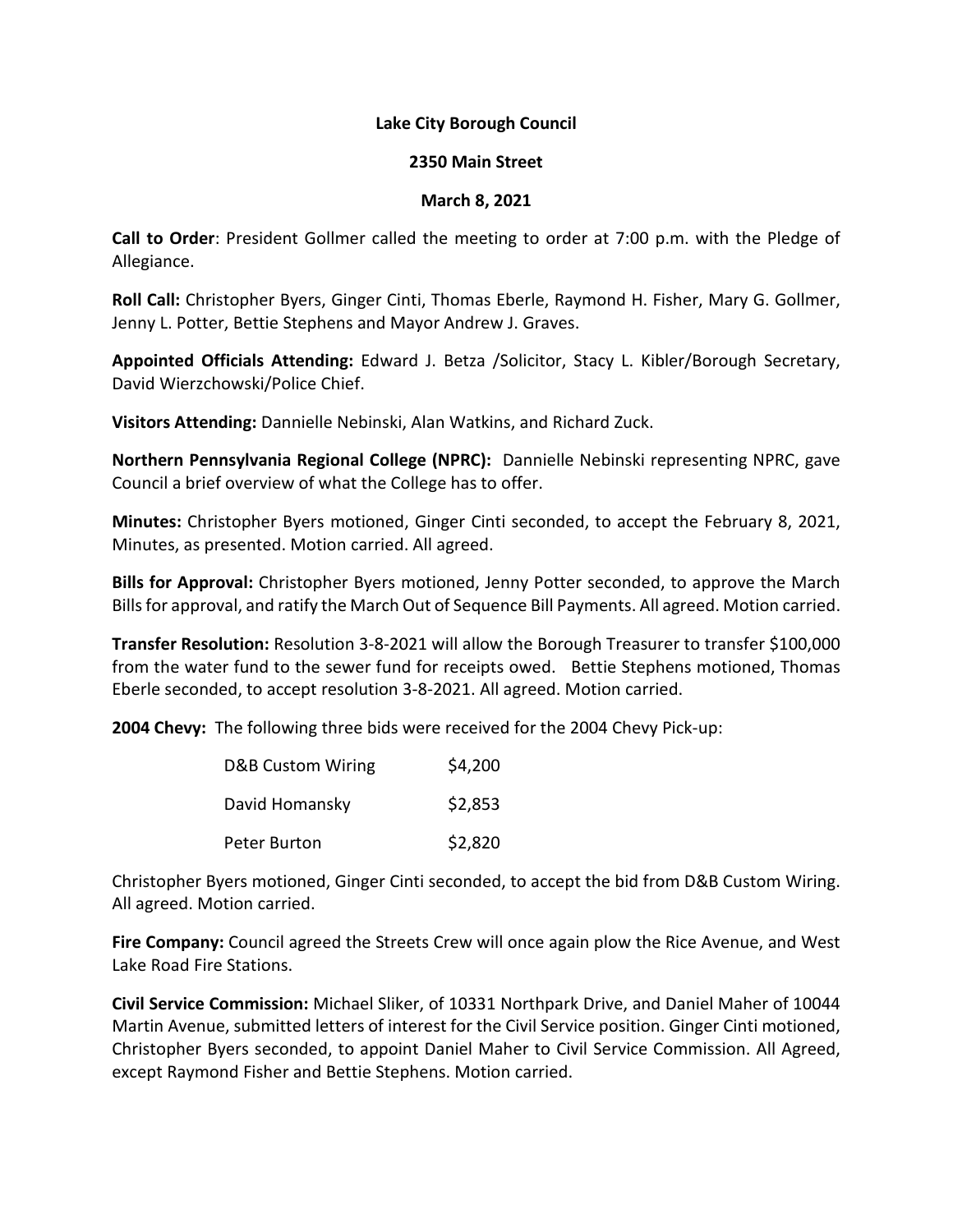**Lake City Borough Council**

**2350 Main Street**

**March 8, 2021**

**Call to Order**: President Gollmer called the meeting to order at 7:00 p.m. with the Pledge of Allegiance.

**Roll Call:** Christopher Byers, Ginger Cinti, Thomas Eberle, Raymond H. Fisher, Mary G. Gollmer, Jenny L. Potter, Bettie Stephens and Mayor Andrew J. Graves.

**Appointed Officials Attending:** Edward J. Betza /Solicitor, Stacy L. Kibler/Borough Secretary, David Wierzchowski/Police Chief.

**Visitors Attending:** Dannielle Nebinski, Alan Watkins, and Richard Zuck.

**Northern Pennsylvania Regional College (NPRC):** Dannielle Nebinski representing NPRC, gave Council a brief overview of what the College has to offer.

**Minutes:** Christopher Byers motioned, Ginger Cinti seconded, to accept the February 8, 2021, Minutes, as presented. Motion carried. All agreed.

**Bills for Approval:** Christopher Byers motioned, Jenny Potter seconded, to approve the March Bills for approval, and ratify the March Out of Sequence Bill Payments. All agreed. Motion carried.

**Transfer Resolution:** Resolution 3-8-2021 will allow the Borough Treasurer to transfer $100,000 from the water fund to the sewer fund for receipts owed. Bettie Stephens motioned, Thomas Eberle seconded, to accept resolution 3-8-2021. All agreed. Motion carried.

**2004 Chevy:** The following three bids were received for the 2004 Chevy Pick-up:

| | |
|---|---|
| D&B Custom Wiring | $4,200 |
| David Homansky | $2,853 |
| Peter Burton | $2,820 |

Christopher Byers motioned, Ginger Cinti seconded, to accept the bid from D&B Custom Wiring. All agreed. Motion carried.

**Fire Company:** Council agreed the Streets Crew will once again plow the Rice Avenue, and West Lake Road Fire Stations.

**Civil Service Commission:** Michael Sliker, of 10331 Northpark Drive, and Daniel Maher of 10044 Martin Avenue, submitted letters of interest for the Civil Service position. Ginger Cinti motioned, Christopher Byers seconded, to appoint Daniel Maher to Civil Service Commission. All Agreed, except Raymond Fisher and Bettie Stephens. Motion carried.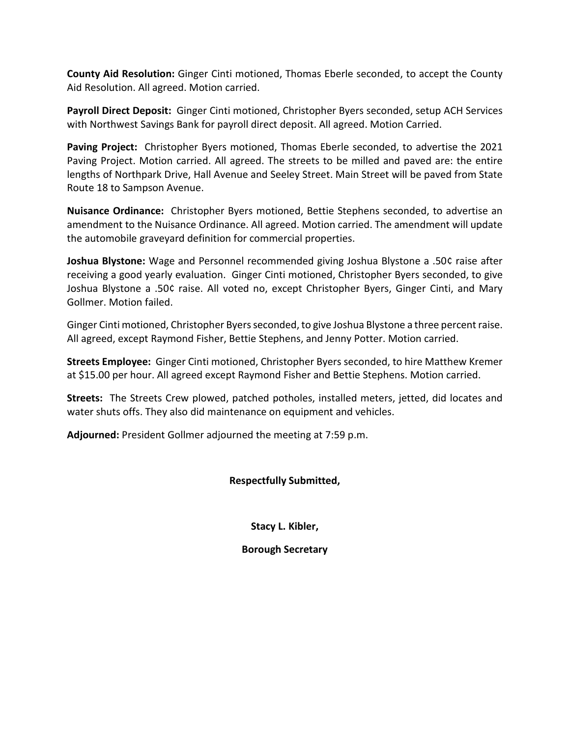**County Aid Resolution:** Ginger Cinti motioned, Thomas Eberle seconded, to accept the County Aid Resolution. All agreed. Motion carried.

**Payroll Direct Deposit:** Ginger Cinti motioned, Christopher Byers seconded, setup ACH Services with Northwest Savings Bank for payroll direct deposit. All agreed. Motion Carried.

**Paving Project:** Christopher Byers motioned, Thomas Eberle seconded, to advertise the 2021 Paving Project. Motion carried. All agreed. The streets to be milled and paved are: the entire lengths of Northpark Drive, Hall Avenue and Seeley Street. Main Street will be paved from State Route 18 to Sampson Avenue.

**Nuisance Ordinance:** Christopher Byers motioned, Bettie Stephens seconded, to advertise an amendment to the Nuisance Ordinance. All agreed. Motion carried. The amendment will update the automobile graveyard definition for commercial properties.

**Joshua Blystone:** Wage and Personnel recommended giving Joshua Blystone a .50¢ raise after receiving a good yearly evaluation. Ginger Cinti motioned, Christopher Byers seconded, to give Joshua Blystone a .50¢ raise. All voted no, except Christopher Byers, Ginger Cinti, and Mary Gollmer. Motion failed.

Ginger Cinti motioned, Christopher Byers seconded, to give Joshua Blystone a three percent raise. All agreed, except Raymond Fisher, Bettie Stephens, and Jenny Potter. Motion carried.

**Streets Employee:** Ginger Cinti motioned, Christopher Byers seconded, to hire Matthew Kremer at $15.00 per hour. All agreed except Raymond Fisher and Bettie Stephens. Motion carried.

**Streets:** The Streets Crew plowed, patched potholes, installed meters, jetted, did locates and water shuts offs. They also did maintenance on equipment and vehicles.

**Adjourned:** President Gollmer adjourned the meeting at 7:59 p.m.

**Respectfully Submitted,**

**Stacy L. Kibler,**

**Borough Secretary**